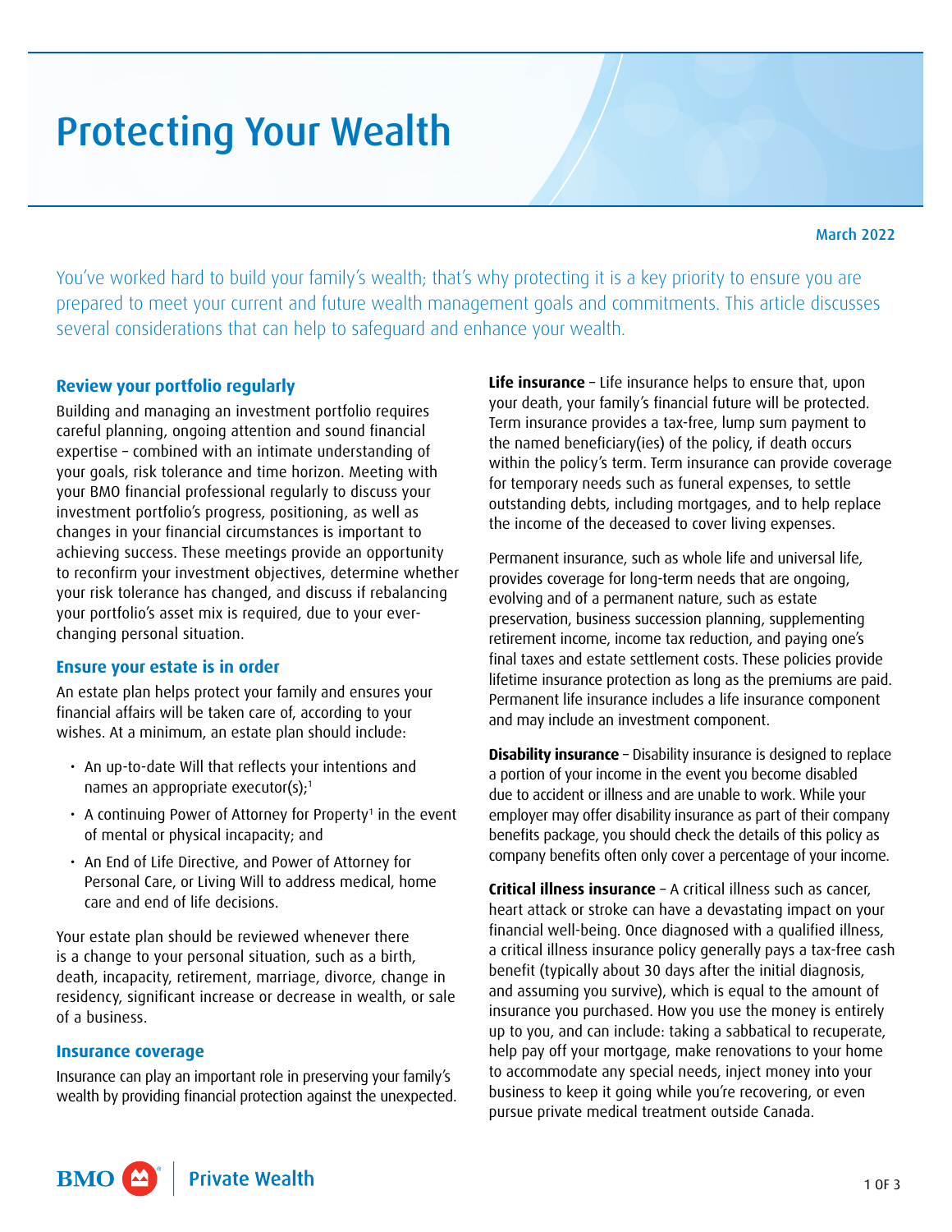# Protecting Your Wealth

March 2022

You've worked hard to build your family's wealth; that's why protecting it is a key priority to ensure you are prepared to meet your current and future wealth management goals and commitments. This article discusses several considerations that can help to safeguard and enhance your wealth.

## Review your portfolio regularly

Building and managing an investment portfolio requires careful planning, ongoing attention and sound financial expertise – combined with an intimate understanding of your goals, risk tolerance and time horizon. Meeting with your BMO financial professional regularly to discuss your investment portfolio's progress, positioning, as well as changes in your financial circumstances is important to achieving success. These meetings provide an opportunity to reconfirm your investment objectives, determine whether your risk tolerance has changed, and discuss if rebalancing your portfolio's asset mix is required, due to your ever-changing personal situation.

## Ensure your estate is in order

An estate plan helps protect your family and ensures your financial affairs will be taken care of, according to your wishes. At a minimum, an estate plan should include:

- An up-to-date Will that reflects your intentions and names an appropriate executor(s);[1]
- A continuing Power of Attorney for Property[1] in the event of mental or physical incapacity; and
- An End of Life Directive, and Power of Attorney for Personal Care, or Living Will to address medical, home care and end of life decisions.

Your estate plan should be reviewed whenever there is a change to your personal situation, such as a birth, death, incapacity, retirement, marriage, divorce, change in residency, significant increase or decrease in wealth, or sale of a business.

## Insurance coverage

Insurance can play an important role in preserving your family's wealth by providing financial protection against the unexpected.

**Life insurance** – Life insurance helps to ensure that, upon your death, your family's financial future will be protected. Term insurance provides a tax-free, lump sum payment to the named beneficiary(ies) of the policy, if death occurs within the policy's term. Term insurance can provide coverage for temporary needs such as funeral expenses, to settle outstanding debts, including mortgages, and to help replace the income of the deceased to cover living expenses.

Permanent insurance, such as whole life and universal life, provides coverage for long-term needs that are ongoing, evolving and of a permanent nature, such as estate preservation, business succession planning, supplementing retirement income, income tax reduction, and paying one's final taxes and estate settlement costs. These policies provide lifetime insurance protection as long as the premiums are paid. Permanent life insurance includes a life insurance component and may include an investment component.

**Disability insurance** – Disability insurance is designed to replace a portion of your income in the event you become disabled due to accident or illness and are unable to work. While your employer may offer disability insurance as part of their company benefits package, you should check the details of this policy as company benefits often only cover a percentage of your income.

**Critical illness insurance** – A critical illness such as cancer, heart attack or stroke can have a devastating impact on your financial well-being. Once diagnosed with a qualified illness, a critical illness insurance policy generally pays a tax-free cash benefit (typically about 30 days after the initial diagnosis, and assuming you survive), which is equal to the amount of insurance you purchased. How you use the money is entirely up to you, and can include: taking a sabbatical to recuperate, help pay off your mortgage, make renovations to your home to accommodate any special needs, inject money into your business to keep it going while you're recovering, or even pursue private medical treatment outside Canada.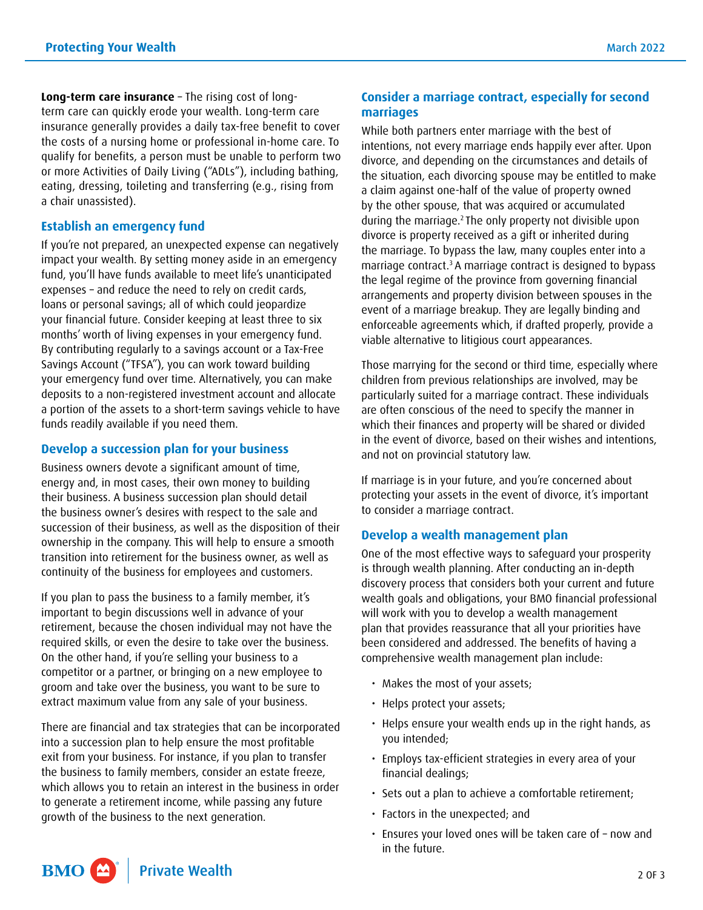**Long-term care insurance** – The rising cost of long-term care can quickly erode your wealth. Long-term care insurance generally provides a daily tax-free benefit to cover the costs of a nursing home or professional in-home care. To qualify for benefits, a person must be unable to perform two or more Activities of Daily Living ("ADLs"), including bathing, eating, dressing, toileting and transferring (e.g., rising from a chair unassisted).

## Establish an emergency fund

If you're not prepared, an unexpected expense can negatively impact your wealth. By setting money aside in an emergency fund, you'll have funds available to meet life's unanticipated expenses – and reduce the need to rely on credit cards, loans or personal savings; all of which could jeopardize your financial future. Consider keeping at least three to six months' worth of living expenses in your emergency fund. By contributing regularly to a savings account or a Tax-Free Savings Account ("TFSA"), you can work toward building your emergency fund over time. Alternatively, you can make deposits to a non-registered investment account and allocate a portion of the assets to a short-term savings vehicle to have funds readily available if you need them.

## Develop a succession plan for your business

Business owners devote a significant amount of time, energy and, in most cases, their own money to building their business. A business succession plan should detail the business owner's desires with respect to the sale and succession of their business, as well as the disposition of their ownership in the company. This will help to ensure a smooth transition into retirement for the business owner, as well as continuity of the business for employees and customers.

If you plan to pass the business to a family member, it's important to begin discussions well in advance of your retirement, because the chosen individual may not have the required skills, or even the desire to take over the business. On the other hand, if you're selling your business to a competitor or a partner, or bringing on a new employee to groom and take over the business, you want to be sure to extract maximum value from any sale of your business.

There are financial and tax strategies that can be incorporated into a succession plan to help ensure the most profitable exit from your business. For instance, if you plan to transfer the business to family members, consider an estate freeze, which allows you to retain an interest in the business in order to generate a retirement income, while passing any future growth of the business to the next generation.

## Consider a marriage contract, especially for second marriages

While both partners enter marriage with the best of intentions, not every marriage ends happily ever after. Upon divorce, and depending on the circumstances and details of the situation, each divorcing spouse may be entitled to make a claim against one-half of the value of property owned by the other spouse, that was acquired or accumulated during the marriage.[2] The only property not divisible upon divorce is property received as a gift or inherited during the marriage. To bypass the law, many couples enter into a marriage contract.[3] A marriage contract is designed to bypass the legal regime of the province from governing financial arrangements and property division between spouses in the event of a marriage breakup. They are legally binding and enforceable agreements which, if drafted properly, provide a viable alternative to litigious court appearances.

Those marrying for the second or third time, especially where children from previous relationships are involved, may be particularly suited for a marriage contract. These individuals are often conscious of the need to specify the manner in which their finances and property will be shared or divided in the event of divorce, based on their wishes and intentions, and not on provincial statutory law.

If marriage is in your future, and you're concerned about protecting your assets in the event of divorce, it's important to consider a marriage contract.

## Develop a wealth management plan

One of the most effective ways to safeguard your prosperity is through wealth planning. After conducting an in-depth discovery process that considers both your current and future wealth goals and obligations, your BMO financial professional will work with you to develop a wealth management plan that provides reassurance that all your priorities have been considered and addressed. The benefits of having a comprehensive wealth management plan include:

- Makes the most of your assets;
- Helps protect your assets;
- Helps ensure your wealth ends up in the right hands, as you intended;
- Employs tax-efficient strategies in every area of your financial dealings;
- Sets out a plan to achieve a comfortable retirement;
- Factors in the unexpected; and
- Ensures your loved ones will be taken care of – now and in the future.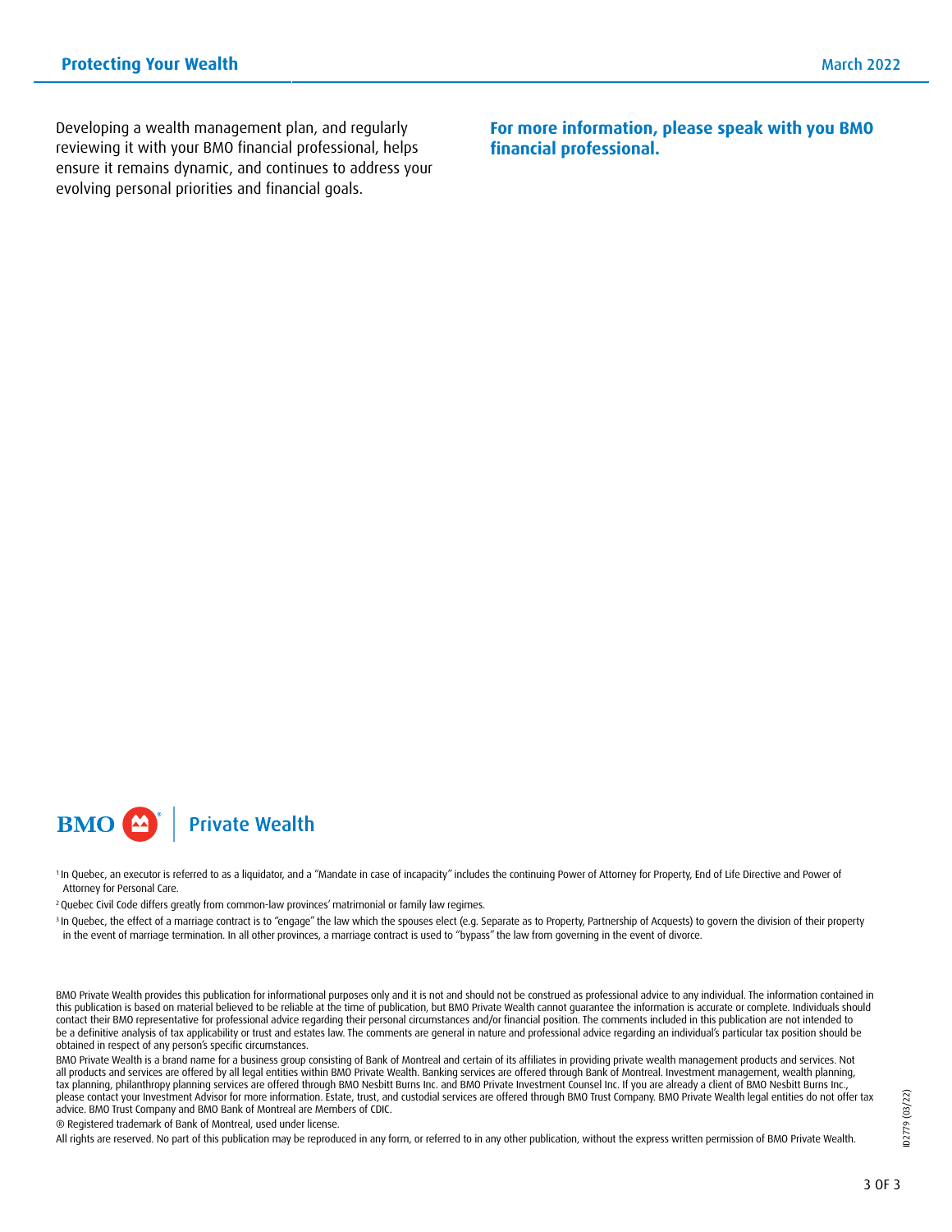Developing a wealth management plan, and regularly reviewing it with your BMO financial professional, helps ensure it remains dynamic, and continues to address your evolving personal priorities and financial goals.

**For more information, please speak with you BMO financial professional.**

BMO Private Wealth

[1] In Quebec, an executor is referred to as a liquidator, and a "Mandate in case of incapacity" includes the continuing Power of Attorney for Property, End of Life Directive and Power of Attorney for Personal Care.

[2] Quebec Civil Code differs greatly from common-law provinces' matrimonial or family law regimes.

[3] In Quebec, the effect of a marriage contract is to "engage" the law which the spouses elect (e.g. Separate as to Property, Partnership of Acquests) to govern the division of their property in the event of marriage termination. In all other provinces, a marriage contract is used to "bypass" the law from governing in the event of divorce.

BMO Private Wealth provides this publication for informational purposes only and it is not and should not be construed as professional advice to any individual. The information contained in this publication is based on material believed to be reliable at the time of publication, but BMO Private Wealth cannot guarantee the information is accurate or complete. Individuals should contact their BMO representative for professional advice regarding their personal circumstances and/or financial position. The comments included in this publication are not intended to be a definitive analysis of tax applicability or trust and estates law. The comments are general in nature and professional advice regarding an individual's particular tax position should be obtained in respect of any person's specific circumstances.

BMO Private Wealth is a brand name for a business group consisting of Bank of Montreal and certain of its affiliates in providing private wealth management products and services. Not all products and services are offered by all legal entities within BMO Private Wealth. Banking services are offered through Bank of Montreal. Investment management, wealth planning, tax planning, philanthropy planning services are offered through BMO Nesbitt Burns Inc. and BMO Private Investment Counsel Inc. If you are already a client of BMO Nesbitt Burns Inc., please contact your Investment Advisor for more information. Estate, trust, and custodial services are offered through BMO Trust Company. BMO Private Wealth legal entities do not offer tax advice. BMO Trust Company and BMO Bank of Montreal are Members of CDIC.

® Registered trademark of Bank of Montreal, used under license.

All rights are reserved. No part of this publication may be reproduced in any form, or referred to in any other publication, without the express written permission of BMO Private Wealth.

ID2779 (03/22)